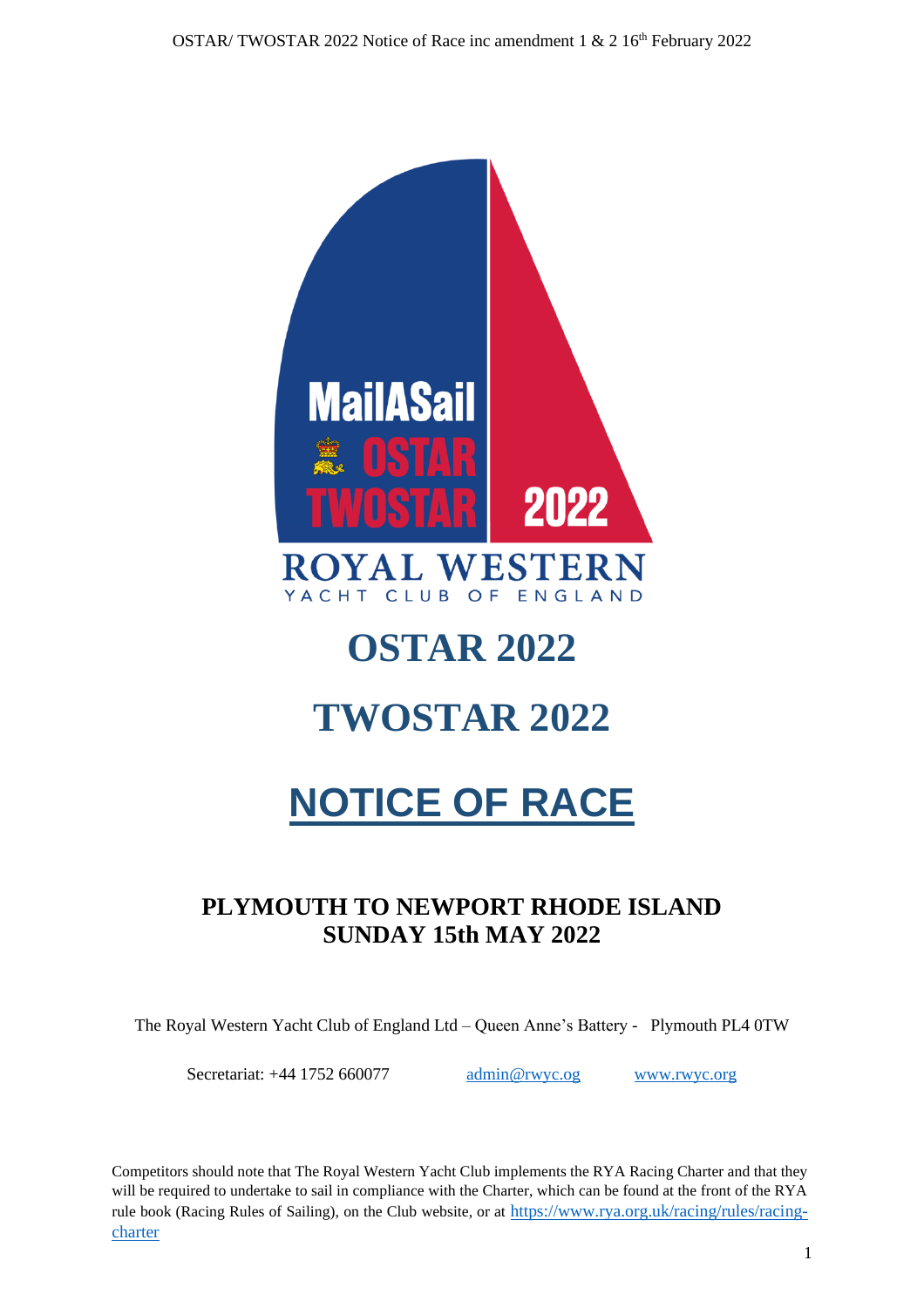# OSTAR 2022

# TWOSTAR 2022

# NOTICE OF RACE

## PLYMOUTH TO NEWPORT RHODE ISLAND
## SUNDAY 15th MAY 2022

The Royal Western Yacht Club of England Ltd – Queen Anne's Battery - Plymouth PL4 0TW

Secretariat: +44 1752 660077 admin@rwyc.og www.rwyc.org

Competitors should note that The Royal Western Yacht Club implements the RYA Racing Charter and that they will be required to undertake to sail in compliance with the Charter, which can be found at the front of the RYA rule book (Racing Rules of Sailing), on the Club website, or at https://www.rya.org.uk/racing/rules/racing-charter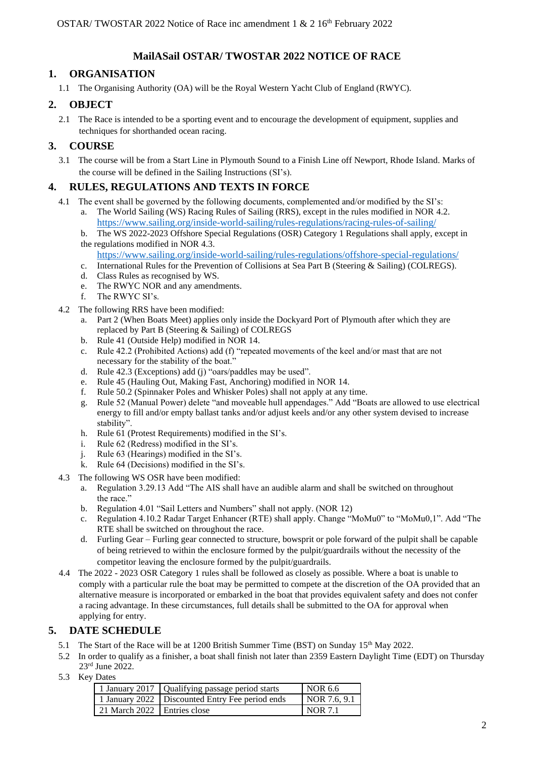# MailASail OSTAR/ TWOSTAR 2022 NOTICE OF RACE

## 1. ORGANISATION

1.1 The Organising Authority (OA) will be the Royal Western Yacht Club of England (RWYC).

## 2. OBJECT

2.1 The Race is intended to be a sporting event and to encourage the development of equipment, supplies and techniques for shorthanded ocean racing.

## 3. COURSE

3.1 The course will be from a Start Line in Plymouth Sound to a Finish Line off Newport, Rhode Island. Marks of the course will be defined in the Sailing Instructions (SI's).

## 4. RULES, REGULATIONS AND TEXTS IN FORCE

4.1 The event shall be governed by the following documents, complemented and/or modified by the SI's:

a. The World Sailing (WS) Racing Rules of Sailing (RRS), except in the rules modified in NOR 4.2. https://www.sailing.org/inside-world-sailing/rules-regulations/racing-rules-of-sailing/

b. The WS 2022-2023 Offshore Special Regulations (OSR) Category 1 Regulations shall apply, except in the regulations modified in NOR 4.3. https://www.sailing.org/inside-world-sailing/rules-regulations/offshore-special-regulations/

c. International Rules for the Prevention of Collisions at Sea Part B (Steering & Sailing) (COLREGS).

d. Class Rules as recognised by WS.

e. The RWYC NOR and any amendments.

f. The RWYC SI's.

4.2 The following RRS have been modified:

a. Part 2 (When Boats Meet) applies only inside the Dockyard Port of Plymouth after which they are replaced by Part B (Steering & Sailing) of COLREGS

b. Rule 41 (Outside Help) modified in NOR 14.

c. Rule 42.2 (Prohibited Actions) add (f) "repeated movements of the keel and/or mast that are not necessary for the stability of the boat."

d. Rule 42.3 (Exceptions) add (j) "oars/paddles may be used".

e. Rule 45 (Hauling Out, Making Fast, Anchoring) modified in NOR 14.

f. Rule 50.2 (Spinnaker Poles and Whisker Poles) shall not apply at any time.

g. Rule 52 (Manual Power) delete "and moveable hull appendages." Add "Boats are allowed to use electrical energy to fill and/or empty ballast tanks and/or adjust keels and/or any other system devised to increase stability".

h. Rule 61 (Protest Requirements) modified in the SI's.

i. Rule 62 (Redress) modified in the SI's.

j. Rule 63 (Hearings) modified in the SI's.

k. Rule 64 (Decisions) modified in the SI's.

4.3 The following WS OSR have been modified:

a. Regulation 3.29.13 Add "The AIS shall have an audible alarm and shall be switched on throughout the race."

b. Regulation 4.01 "Sail Letters and Numbers" shall not apply. (NOR 12)

c. Regulation 4.10.2 Radar Target Enhancer (RTE) shall apply. Change "MoMu0" to "MoMu0,1". Add "The RTE shall be switched on throughout the race.

d. Furling Gear – Furling gear connected to structure, bowsprit or pole forward of the pulpit shall be capable of being retrieved to within the enclosure formed by the pulpit/guardrails without the necessity of the competitor leaving the enclosure formed by the pulpit/guardrails.

4.4 The 2022 - 2023 OSR Category 1 rules shall be followed as closely as possible. Where a boat is unable to comply with a particular rule the boat may be permitted to compete at the discretion of the OA provided that an alternative measure is incorporated or embarked in the boat that provides equivalent safety and does not confer a racing advantage. In these circumstances, full details shall be submitted to the OA for approval when applying for entry.

## 5. DATE SCHEDULE

5.1 The Start of the Race will be at 1200 British Summer Time (BST) on Sunday 15th May 2022.

5.2 In order to qualify as a finisher, a boat shall finish not later than 2359 Eastern Daylight Time (EDT) on Thursday 23rd June 2022.

5.3 Key Dates

| | | |
|---|---|---|
| 1 January 2017 | Qualifying passage period starts | NOR 6.6 |
| 1 January 2022 | Discounted Entry Fee period ends | NOR 7.6, 9.1 |
| 21 March 2022 | Entries close | NOR 7.1 |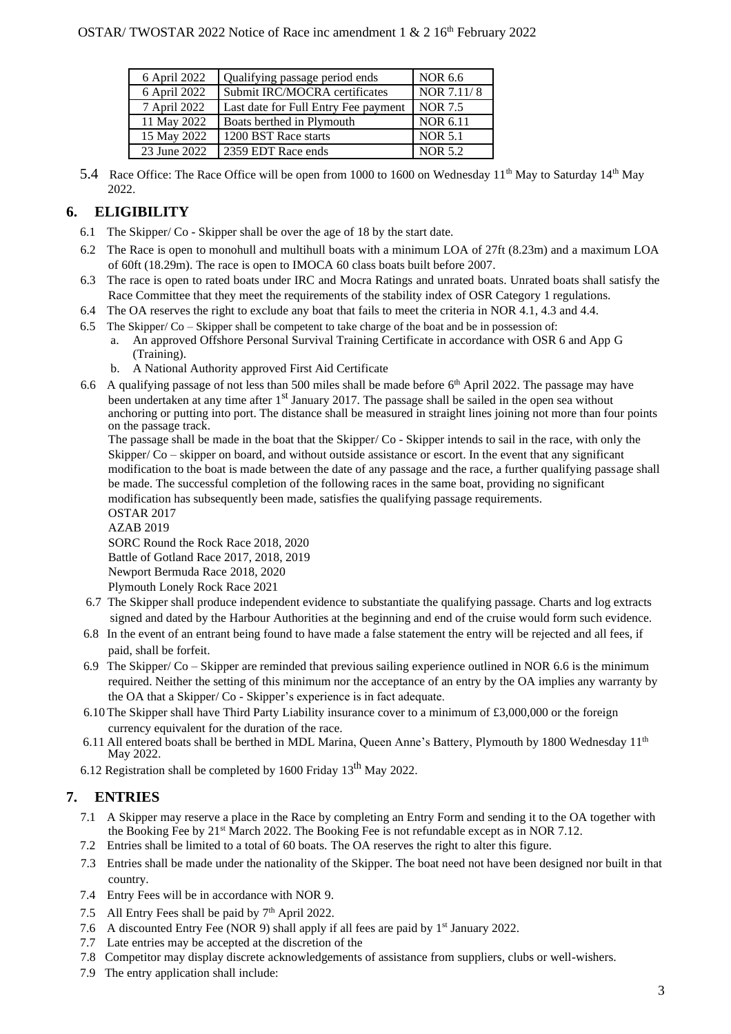| | | |
|---|---|---|
| 6 April 2022 | Qualifying passage period ends | NOR 6.6 |
| 6 April 2022 | Submit IRC/MOCRA certificates | NOR 7.11/ 8 |
| 7 April 2022 | Last date for Full Entry Fee payment | NOR 7.5 |
| 11 May 2022 | Boats berthed in Plymouth | NOR 6.11 |
| 15 May 2022 | 1200 BST Race starts | NOR 5.1 |
| 23 June 2022 | 2359 EDT Race ends | NOR 5.2 |

5.4 Race Office: The Race Office will be open from 1000 to 1600 on Wednesday 11th May to Saturday 14th May 2022.

## 6. ELIGIBILITY

6.1 The Skipper/ Co - Skipper shall be over the age of 18 by the start date.

6.2 The Race is open to monohull and multihull boats with a minimum LOA of 27ft (8.23m) and a maximum LOA of 60ft (18.29m). The race is open to IMOCA 60 class boats built before 2007.

6.3 The race is open to rated boats under IRC and Mocra Ratings and unrated boats. Unrated boats shall satisfy the Race Committee that they meet the requirements of the stability index of OSR Category 1 regulations.

6.4 The OA reserves the right to exclude any boat that fails to meet the criteria in NOR 4.1, 4.3 and 4.4.

6.5 The Skipper/ Co – Skipper shall be competent to take charge of the boat and be in possession of:

a. An approved Offshore Personal Survival Training Certificate in accordance with OSR 6 and App G (Training).
b. A National Authority approved First Aid Certificate

6.6 A qualifying passage of not less than 500 miles shall be made before 6th April 2022. The passage may have been undertaken at any time after 1st January 2017. The passage shall be sailed in the open sea without anchoring or putting into port. The distance shall be measured in straight lines joining not more than four points on the passage track.

The passage shall be made in the boat that the Skipper/ Co - Skipper intends to sail in the race, with only the Skipper/ Co – skipper on board, and without outside assistance or escort. In the event that any significant modification to the boat is made between the date of any passage and the race, a further qualifying passage shall be made. The successful completion of the following races in the same boat, providing no significant modification has subsequently been made, satisfies the qualifying passage requirements.

OSTAR 2017
AZAB 2019
SORC Round the Rock Race 2018, 2020
Battle of Gotland Race 2017, 2018, 2019
Newport Bermuda Race 2018, 2020
Plymouth Lonely Rock Race 2021

6.7 The Skipper shall produce independent evidence to substantiate the qualifying passage. Charts and log extracts signed and dated by the Harbour Authorities at the beginning and end of the cruise would form such evidence.

6.8 In the event of an entrant being found to have made a false statement the entry will be rejected and all fees, if paid, shall be forfeit.

6.9 The Skipper/ Co – Skipper are reminded that previous sailing experience outlined in NOR 6.6 is the minimum required. Neither the setting of this minimum nor the acceptance of an entry by the OA implies any warranty by the OA that a Skipper/ Co - Skipper's experience is in fact adequate.

6.10 The Skipper shall have Third Party Liability insurance cover to a minimum of £3,000,000 or the foreign currency equivalent for the duration of the race.

6.11 All entered boats shall be berthed in MDL Marina, Queen Anne's Battery, Plymouth by 1800 Wednesday 11th May 2022.

6.12 Registration shall be completed by 1600 Friday 13th May 2022.

## 7. ENTRIES

7.1 A Skipper may reserve a place in the Race by completing an Entry Form and sending it to the OA together with the Booking Fee by 21st March 2022. The Booking Fee is not refundable except as in NOR 7.12.

7.2 Entries shall be limited to a total of 60 boats. The OA reserves the right to alter this figure.

7.3 Entries shall be made under the nationality of the Skipper. The boat need not have been designed nor built in that country.

7.4 Entry Fees will be in accordance with NOR 9.

7.5 All Entry Fees shall be paid by 7th April 2022.

7.6 A discounted Entry Fee (NOR 9) shall apply if all fees are paid by 1st January 2022.

7.7 Late entries may be accepted at the discretion of the

7.8 Competitor may display discrete acknowledgements of assistance from suppliers, clubs or well-wishers.

7.9 The entry application shall include: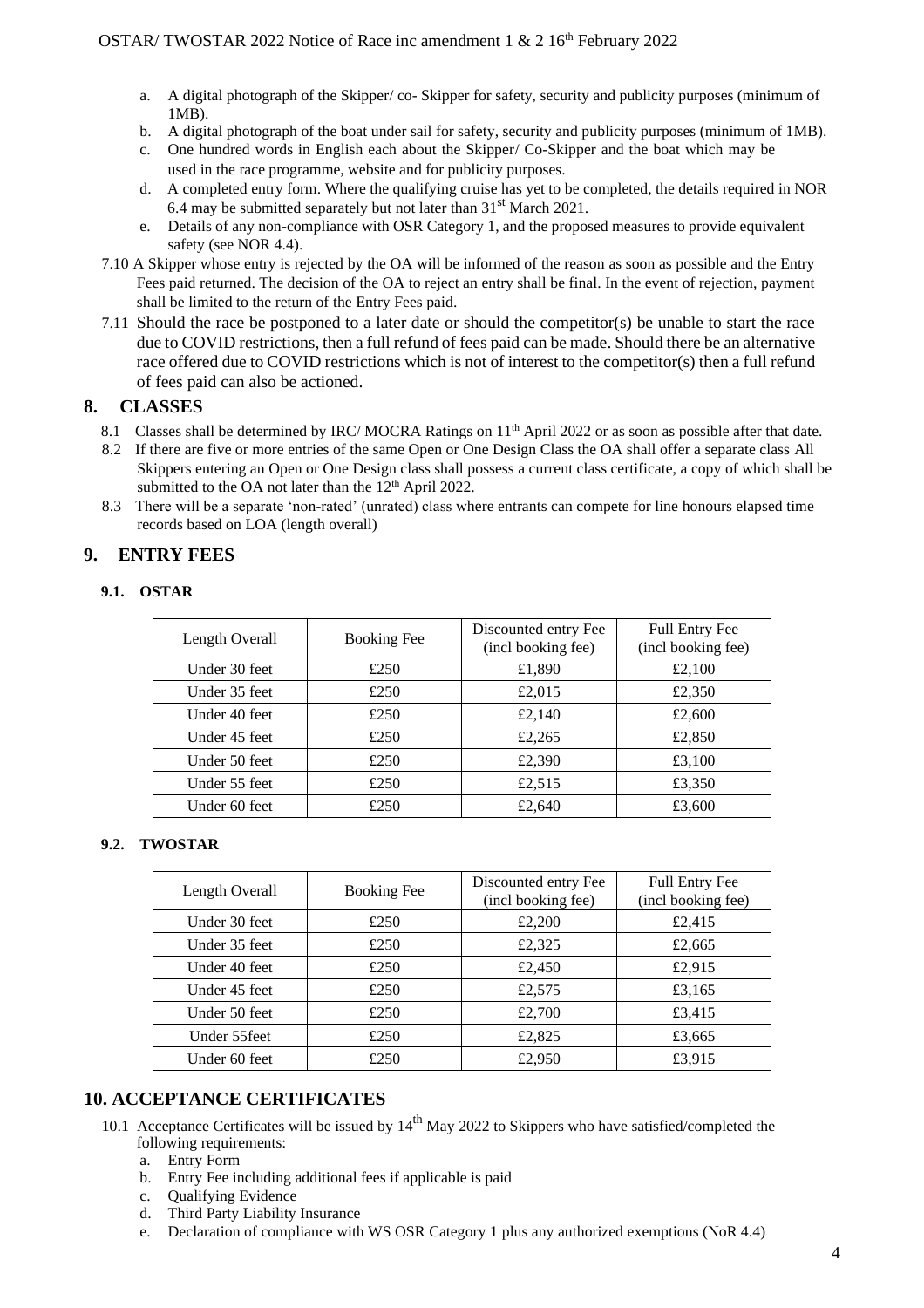a. A digital photograph of the Skipper/ co- Skipper for safety, security and publicity purposes (minimum of 1MB).
b. A digital photograph of the boat under sail for safety, security and publicity purposes (minimum of 1MB).
c. One hundred words in English each about the Skipper/ Co-Skipper and the boat which may be used in the race programme, website and for publicity purposes.
d. A completed entry form. Where the qualifying cruise has yet to be completed, the details required in NOR 6.4 may be submitted separately but not later than 31st March 2021.
e. Details of any non-compliance with OSR Category 1, and the proposed measures to provide equivalent safety (see NOR 4.4).

7.10 A Skipper whose entry is rejected by the OA will be informed of the reason as soon as possible and the Entry Fees paid returned. The decision of the OA to reject an entry shall be final. In the event of rejection, payment shall be limited to the return of the Entry Fees paid.

7.11 Should the race be postponed to a later date or should the competitor(s) be unable to start the race due to COVID restrictions, then a full refund of fees paid can be made. Should there be an alternative race offered due to COVID restrictions which is not of interest to the competitor(s) then a full refund of fees paid can also be actioned.

## 8. CLASSES

8.1 Classes shall be determined by IRC/ MOCRA Ratings on 11th April 2022 or as soon as possible after that date.

8.2 If there are five or more entries of the same Open or One Design Class the OA shall offer a separate class All Skippers entering an Open or One Design class shall possess a current class certificate, a copy of which shall be submitted to the OA not later than the 12th April 2022.

8.3 There will be a separate 'non-rated' (unrated) class where entrants can compete for line honours elapsed time records based on LOA (length overall)

## 9. ENTRY FEES

### 9.1. OSTAR

| Length Overall | Booking Fee | Discounted entry Fee (incl booking fee) | Full Entry Fee (incl booking fee) |
|---|---|---|---|
| Under 30 feet | £250 | £1,890 | £2,100 |
| Under 35 feet | £250 | £2,015 | £2,350 |
| Under 40 feet | £250 | £2,140 | £2,600 |
| Under 45 feet | £250 | £2,265 | £2,850 |
| Under 50 feet | £250 | £2,390 | £3,100 |
| Under 55 feet | £250 | £2,515 | £3,350 |
| Under 60 feet | £250 | £2,640 | £3,600 |

### 9.2. TWOSTAR

| Length Overall | Booking Fee | Discounted entry Fee (incl booking fee) | Full Entry Fee (incl booking fee) |
|---|---|---|---|
| Under 30 feet | £250 | £2,200 | £2,415 |
| Under 35 feet | £250 | £2,325 | £2,665 |
| Under 40 feet | £250 | £2,450 | £2,915 |
| Under 45 feet | £250 | £2,575 | £3,165 |
| Under 50 feet | £250 | £2,700 | £3,415 |
| Under 55feet | £250 | £2,825 | £3,665 |
| Under 60 feet | £250 | £2,950 | £3,915 |

## 10. ACCEPTANCE CERTIFICATES

10.1 Acceptance Certificates will be issued by 14th May 2022 to Skippers who have satisfied/completed the following requirements:

a. Entry Form
b. Entry Fee including additional fees if applicable is paid
c. Qualifying Evidence
d. Third Party Liability Insurance
e. Declaration of compliance with WS OSR Category 1 plus any authorized exemptions (NoR 4.4)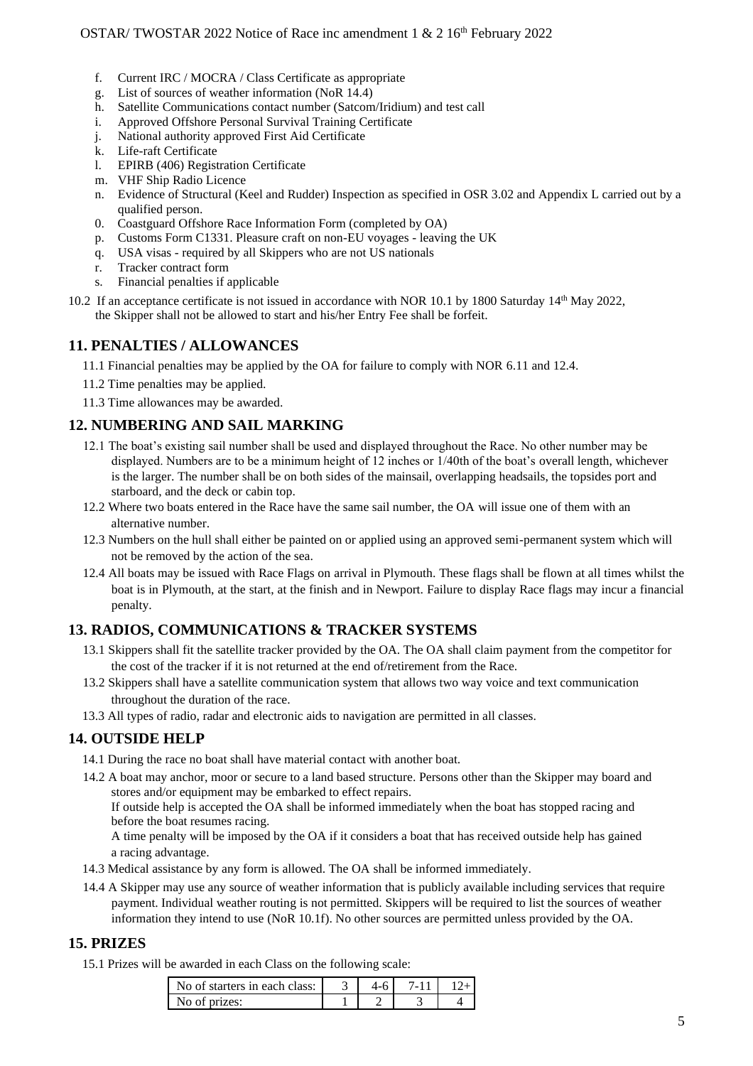f. Current IRC / MOCRA / Class Certificate as appropriate
g. List of sources of weather information (NoR 14.4)
h. Satellite Communications contact number (Satcom/Iridium) and test call
i. Approved Offshore Personal Survival Training Certificate
j. National authority approved First Aid Certificate
k. Life-raft Certificate
l. EPIRB (406) Registration Certificate
m. VHF Ship Radio Licence
n. Evidence of Structural (Keel and Rudder) Inspection as specified in OSR 3.02 and Appendix L carried out by a qualified person.
0. Coastguard Offshore Race Information Form (completed by OA)
p. Customs Form C1331. Pleasure craft on non-EU voyages - leaving the UK
q. USA visas - required by all Skippers who are not US nationals
r. Tracker contract form
s. Financial penalties if applicable

10.2 If an acceptance certificate is not issued in accordance with NOR 10.1 by 1800 Saturday 14th May 2022, the Skipper shall not be allowed to start and his/her Entry Fee shall be forfeit.

## 11. PENALTIES / ALLOWANCES

11.1 Financial penalties may be applied by the OA for failure to comply with NOR 6.11 and 12.4.

11.2 Time penalties may be applied.

11.3 Time allowances may be awarded.

## 12. NUMBERING AND SAIL MARKING

12.1 The boat's existing sail number shall be used and displayed throughout the Race. No other number may be displayed. Numbers are to be a minimum height of 12 inches or 1/40th of the boat's overall length, whichever is the larger. The number shall be on both sides of the mainsail, overlapping headsails, the topsides port and starboard, and the deck or cabin top.

12.2 Where two boats entered in the Race have the same sail number, the OA will issue one of them with an alternative number.

12.3 Numbers on the hull shall either be painted on or applied using an approved semi-permanent system which will not be removed by the action of the sea.

12.4 All boats may be issued with Race Flags on arrival in Plymouth. These flags shall be flown at all times whilst the boat is in Plymouth, at the start, at the finish and in Newport. Failure to display Race flags may incur a financial penalty.

## 13. RADIOS, COMMUNICATIONS & TRACKER SYSTEMS

13.1 Skippers shall fit the satellite tracker provided by the OA. The OA shall claim payment from the competitor for the cost of the tracker if it is not returned at the end of/retirement from the Race.

13.2 Skippers shall have a satellite communication system that allows two way voice and text communication throughout the duration of the race.

13.3 All types of radio, radar and electronic aids to navigation are permitted in all classes.

## 14. OUTSIDE HELP

14.1 During the race no boat shall have material contact with another boat.

14.2 A boat may anchor, moor or secure to a land based structure. Persons other than the Skipper may board and stores and/or equipment may be embarked to effect repairs.
If outside help is accepted the OA shall be informed immediately when the boat has stopped racing and before the boat resumes racing.
A time penalty will be imposed by the OA if it considers a boat that has received outside help has gained a racing advantage.

14.3 Medical assistance by any form is allowed. The OA shall be informed immediately.

14.4 A Skipper may use any source of weather information that is publicly available including services that require payment. Individual weather routing is not permitted. Skippers will be required to list the sources of weather information they intend to use (NoR 10.1f). No other sources are permitted unless provided by the OA.

## 15. PRIZES

15.1 Prizes will be awarded in each Class on the following scale:

| | | | | |
|---|---|---|---|---|
| No of starters in each class: | 3 | 4-6 | 7-11 | 12+ |
| No of prizes: | 1 | 2 | 3 | 4 |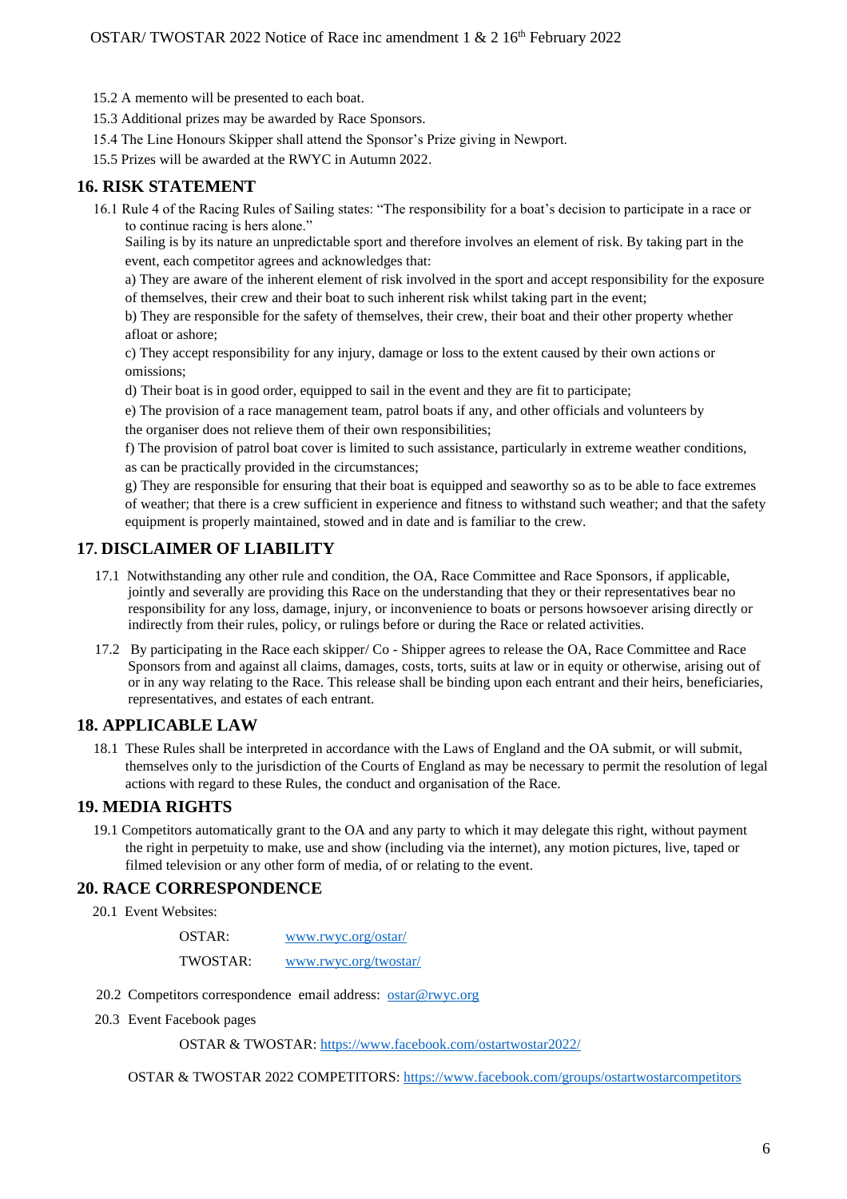15.2 A memento will be presented to each boat.

15.3 Additional prizes may be awarded by Race Sponsors.

15.4 The Line Honours Skipper shall attend the Sponsor's Prize giving in Newport.

15.5 Prizes will be awarded at the RWYC in Autumn 2022.

## 16. RISK STATEMENT

16.1 Rule 4 of the Racing Rules of Sailing states: "The responsibility for a boat's decision to participate in a race or to continue racing is hers alone."

Sailing is by its nature an unpredictable sport and therefore involves an element of risk. By taking part in the event, each competitor agrees and acknowledges that:

a) They are aware of the inherent element of risk involved in the sport and accept responsibility for the exposure of themselves, their crew and their boat to such inherent risk whilst taking part in the event;

b) They are responsible for the safety of themselves, their crew, their boat and their other property whether afloat or ashore;

c) They accept responsibility for any injury, damage or loss to the extent caused by their own actions or omissions;

d) Their boat is in good order, equipped to sail in the event and they are fit to participate;

e) The provision of a race management team, patrol boats if any, and other officials and volunteers by the organiser does not relieve them of their own responsibilities;

f) The provision of patrol boat cover is limited to such assistance, particularly in extreme weather conditions, as can be practically provided in the circumstances;

g) They are responsible for ensuring that their boat is equipped and seaworthy so as to be able to face extremes of weather; that there is a crew sufficient in experience and fitness to withstand such weather; and that the safety equipment is properly maintained, stowed and in date and is familiar to the crew.

## 17. DISCLAIMER OF LIABILITY

17.1 Notwithstanding any other rule and condition, the OA, Race Committee and Race Sponsors, if applicable, jointly and severally are providing this Race on the understanding that they or their representatives bear no responsibility for any loss, damage, injury, or inconvenience to boats or persons howsoever arising directly or indirectly from their rules, policy, or rulings before or during the Race or related activities.

17.2 By participating in the Race each skipper/ Co - Shipper agrees to release the OA, Race Committee and Race Sponsors from and against all claims, damages, costs, torts, suits at law or in equity or otherwise, arising out of or in any way relating to the Race. This release shall be binding upon each entrant and their heirs, beneficiaries, representatives, and estates of each entrant.

## 18. APPLICABLE LAW

18.1 These Rules shall be interpreted in accordance with the Laws of England and the OA submit, or will submit, themselves only to the jurisdiction of the Courts of England as may be necessary to permit the resolution of legal actions with regard to these Rules, the conduct and organisation of the Race.

## 19. MEDIA RIGHTS

19.1 Competitors automatically grant to the OA and any party to which it may delegate this right, without payment the right in perpetuity to make, use and show (including via the internet), any motion pictures, live, taped or filmed television or any other form of media, of or relating to the event.

## 20. RACE CORRESPONDENCE

20.1 Event Websites:

OSTAR: www.rwyc.org/ostar/

TWOSTAR: www.rwyc.org/twostar/

20.2 Competitors correspondence email address: ostar@rwyc.org

20.3 Event Facebook pages

OSTAR & TWOSTAR: https://www.facebook.com/ostartwostar2022/

OSTAR & TWOSTAR 2022 COMPETITORS: https://www.facebook.com/groups/ostartwostarcompetitors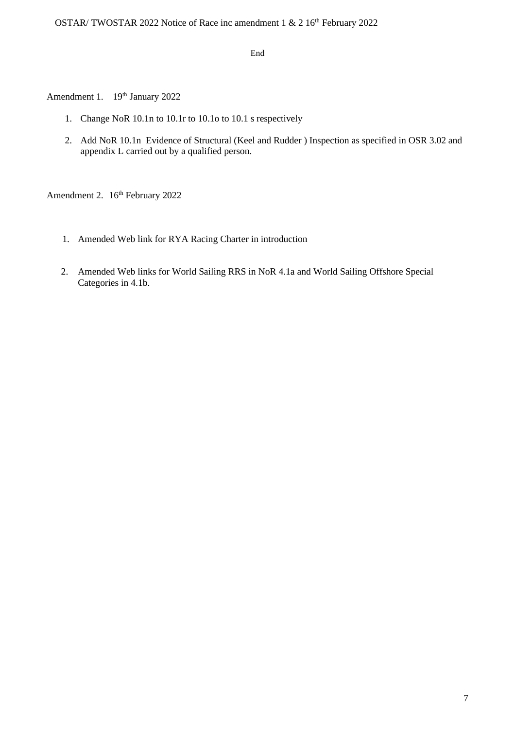End

Amendment 1. 19th January 2022

1. Change NoR 10.1n to 10.1r to 10.1o to 10.1 s respectively
2. Add NoR 10.1n Evidence of Structural (Keel and Rudder ) Inspection as specified in OSR 3.02 and appendix L carried out by a qualified person.

Amendment 2. 16th February 2022

1. Amended Web link for RYA Racing Charter in introduction
2. Amended Web links for World Sailing RRS in NoR 4.1a and World Sailing Offshore Special Categories in 4.1b.